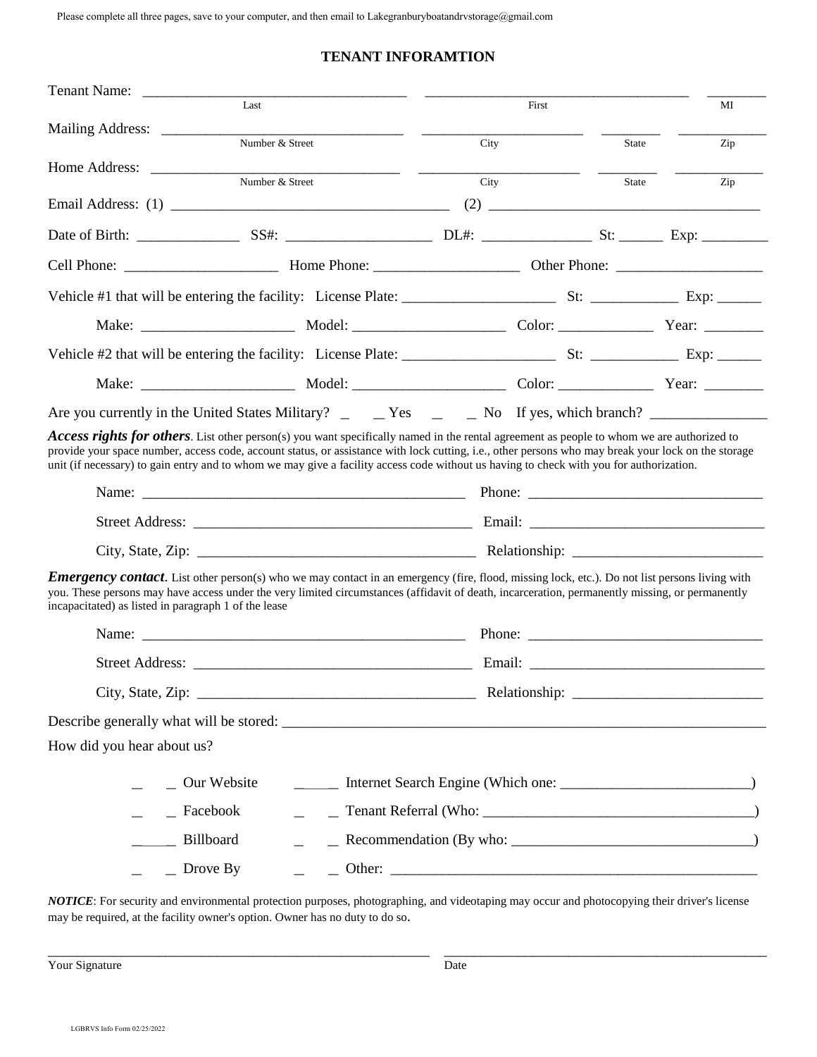Please complete all three pages, save to your computer, and then email to Lakegranburyboatandrvstorage@gmail.com

## TENANT INFORAMTION

Tenant Name: ____________________________________ ____________________________________ ________
Last First MI

Mailing Address: _________________________________ ______________________ ________ ____________
Number & Street City State Zip

Home Address: __________________________________ ______________________ ________ ____________
Number & Street City State Zip

Email Address: (1) ______________________________________ (2) _____________________________________

Date of Birth: ______________ SS#: ____________________ DL#: _______________ St: ______ Exp: _________

Cell Phone: ____________________ Home Phone: ___________________ Other Phone: ___________________

Vehicle #1 that will be entering the facility: License Plate: _____________________ St: ____________ Exp: ______

Make: ____________________ Model: ____________________ Color: _____________ Year: ________

Vehicle #2 that will be entering the facility: License Plate: _____________________ St: ____________ Exp: ______

Make: ____________________ Model: ____________________ Color: _____________ Year: ________

Are you currently in the United States Military? _ _ Yes _ _ No If yes, which branch? _______________

***Access rights for others***. List other person(s) you want specifically named in the rental agreement as people to whom we are authorized to provide your space number, access code, account status, or assistance with lock cutting, i.e., other persons who may break your lock on the storage unit (if necessary) to gain entry and to whom we may give a facility access code without us having to check with you for authorization.

Name: ____________________________________________ Phone: ________________________________

Street Address: ______________________________________ Email: ________________________________

City, State, Zip: ______________________________________ Relationship: __________________________

***Emergency contact***. List other person(s) who we may contact in an emergency (fire, flood, missing lock, etc.). Do not list persons living with you. These persons may have access under the very limited circumstances (affidavit of death, incarceration, permanently missing, or permanently incapacitated) as listed in paragraph 1 of the lease

Name: ____________________________________________ Phone: ________________________________

Street Address: ______________________________________ Email: ________________________________

City, State, Zip: ______________________________________ Relationship: __________________________

Describe generally what will be stored: ________________________________________________________________

How did you hear about us?

_ _ Our Website _____ Internet Search Engine (Which one: _________________________)

_ _ Facebook _ _ Tenant Referral (Who: ____________________________________)

_____ Billboard _ _ Recommendation (By who: _______________________________)

_ _ Drove By _ _ Other: __________________________________________________

***NOTICE***: For security and environmental protection purposes, photographing, and videotaping may occur and photocopying their driver's license may be required, at the facility owner's option. Owner has no duty to do so.

______________________________________________________ ______________________________________________

Your Signature Date

LGBRVS Info Form 02/25/2022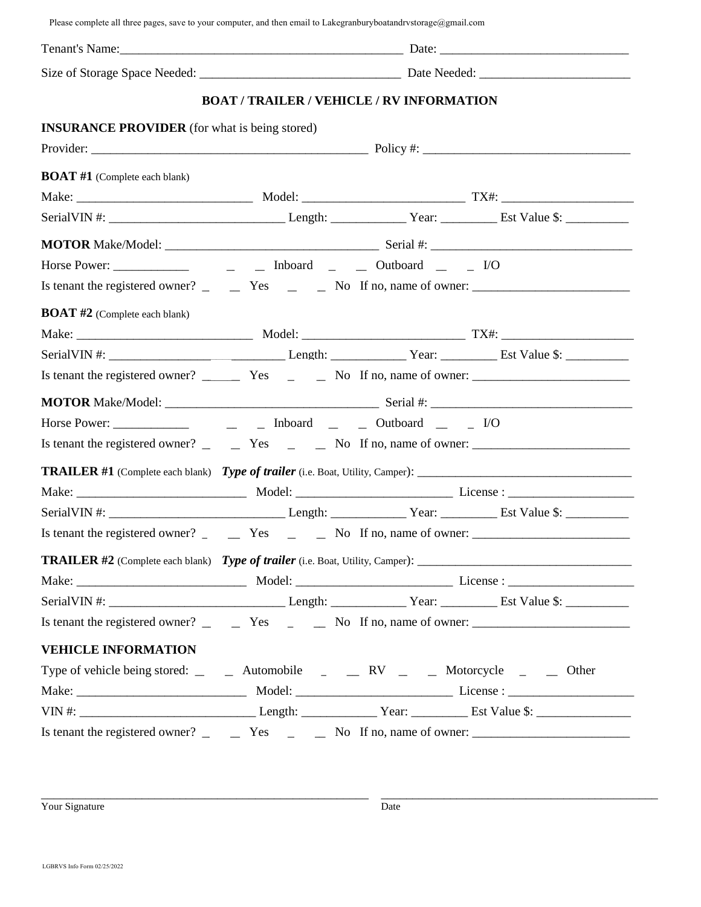Please complete all three pages, save to your computer, and then email to Lakegranburyboatandrvstorage@gmail.com

Tenant's Name:_____________________________________________ Date: _____________________________

Size of Storage Space Needed: _______________________________ Date Needed: _______________________

## BOAT / TRAILER / VEHICLE / RV INFORMATION

**INSURANCE PROVIDER** (for what is being stored)

Provider: ___________________________________________ Policy #: ________________________________

**BOAT #1** (Complete each blank)

Make: ___________________________ Model: _________________________ TX#: ____________________

SerialVIN #: ___________________________ Length: ___________ Year: ________ Est Value $: _________

**MOTOR** Make/Model: _________________________________ Serial #: _______________________________

Horse Power: ___________ _ _ Inboard _ _ Outboard _ _ I/O

Is tenant the registered owner? _ _ Yes _ _ No If no, name of owner: ________________________

**BOAT #2** (Complete each blank)

Make: ___________________________ Model: _________________________ TX#: ____________________

SerialVIN #: ___________________________ Length: ___________ Year: ________ Est Value $: _________

Is tenant the registered owner? _____ Yes _ _ No If no, name of owner: ________________________

**MOTOR** Make/Model: _________________________________ Serial #: _______________________________

Horse Power: ___________ _ _ Inboard _ _ Outboard _ _ I/O

Is tenant the registered owner? _ _ Yes _ _ No If no, name of owner: ________________________

**TRAILER #1** (Complete each blank) ***Type of trailer*** (i.e. Boat, Utility, Camper): _________________________________

Make: __________________________ Model: ________________________ License : ___________________

SerialVIN #: ___________________________ Length: ___________ Year: ________ Est Value $: _________

Is tenant the registered owner? _ _ Yes _ _ No If no, name of owner: ________________________

**TRAILER #2** (Complete each blank) ***Type of trailer*** (i.e. Boat, Utility, Camper): _________________________________

Make: __________________________ Model: ________________________ License : ___________________

SerialVIN #: ___________________________ Length: ___________ Year: ________ Est Value $: _________

Is tenant the registered owner? _ _ Yes _ _ No If no, name of owner: ________________________

**VEHICLE INFORMATION**

Type of vehicle being stored: _ _ Automobile _ _ RV _ _ Motorcycle _ _ Other

Make: __________________________ Model: ________________________ License : ___________________

VIN #: ___________________________ Length: ___________ Year: ________ Est Value $: ______________

Is tenant the registered owner? _ _ Yes _ _ No If no, name of owner: ________________________

_____________________________________________________ _____________________________________________

Your Signature Date

LGBRVS Info Form 02/25/2022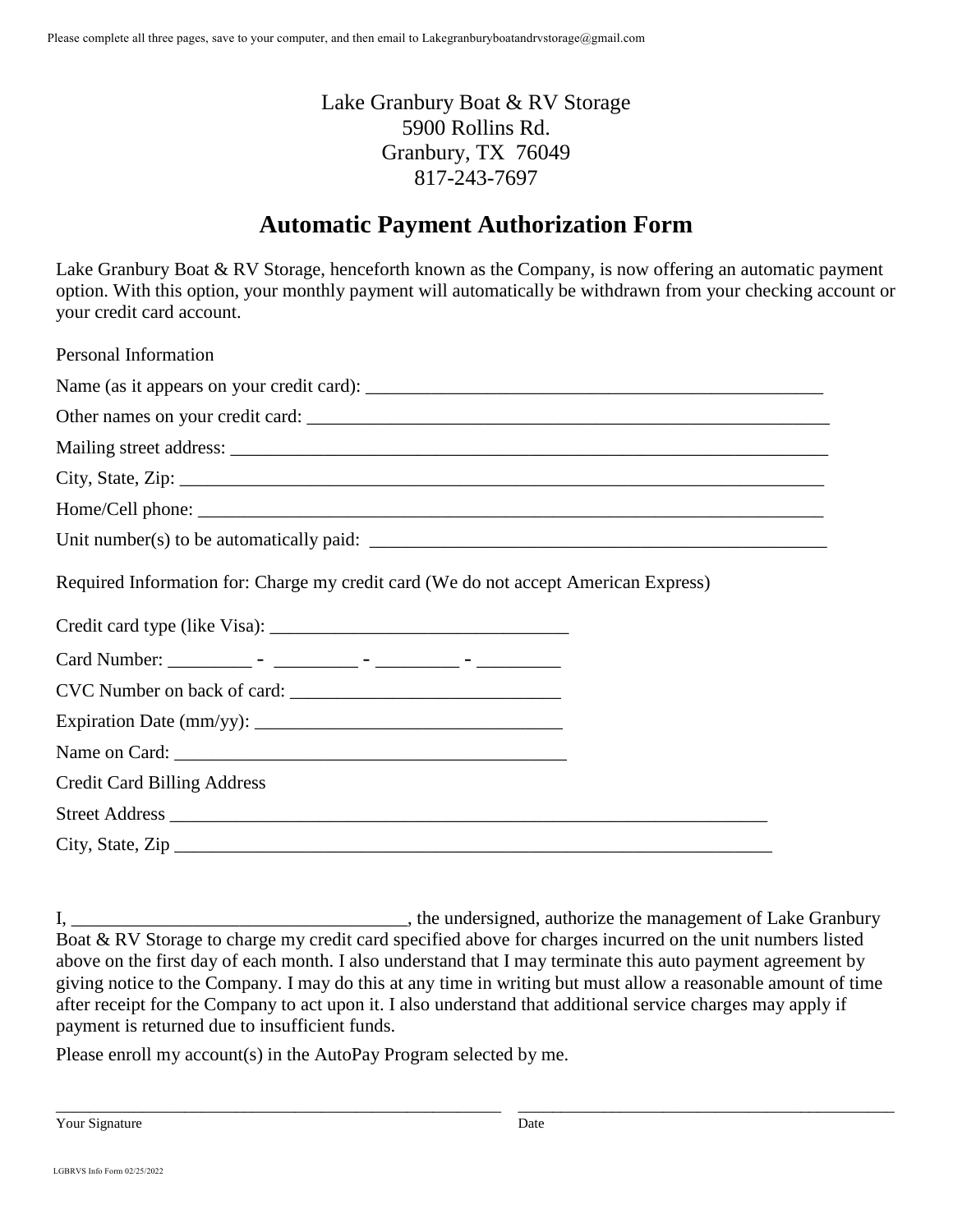Please complete all three pages, save to your computer, and then email to Lakegranburyboatandrvstorage@gmail.com

Lake Granbury Boat & RV Storage
5900 Rollins Rd.
Granbury, TX 76049
817-243-7697

# Automatic Payment Authorization Form

Lake Granbury Boat & RV Storage, henceforth known as the Company, is now offering an automatic payment option. With this option, your monthly payment will automatically be withdrawn from your checking account or your credit card account.

Personal Information

Name (as it appears on your credit card): ___________________________________________________

Other names on your credit card: _________________________________________________________

Mailing street address: ________________________________________________________________

City, State, Zip: ______________________________________________________________________

Home/Cell phone: _____________________________________________________________________

Unit number(s) to be automatically paid: ___________________________________________________

Required Information for: Charge my credit card (We do not accept American Express)

Credit card type (like Visa): ________________________________

Card Number: _________ - _________ - _________ - _________

CVC Number on back of card: _____________________________

Expiration Date (mm/yy): _________________________________

Name on Card: __________________________________________

Credit Card Billing Address

Street Address ___________________________________________________________________

City, State, Zip ___________________________________________________________________

I, ____________________________________, the undersigned, authorize the management of Lake Granbury Boat & RV Storage to charge my credit card specified above for charges incurred on the unit numbers listed above on the first day of each month. I also understand that I may terminate this auto payment agreement by giving notice to the Company. I may do this at any time in writing but must allow a reasonable amount of time after receipt for the Company to act upon it. I also understand that additional service charges may apply if payment is returned due to insufficient funds.

Please enroll my account(s) in the AutoPay Program selected by me.

_____________________________________________________ &nbsp;&nbsp; _____________________________________________

Your Signature &nbsp;&nbsp;&nbsp;&nbsp;&nbsp;&nbsp;&nbsp;&nbsp;&nbsp;&nbsp;&nbsp;&nbsp;&nbsp;&nbsp;&nbsp;&nbsp;&nbsp;&nbsp;&nbsp;&nbsp;&nbsp;&nbsp;&nbsp;&nbsp;&nbsp;&nbsp;&nbsp;&nbsp;&nbsp;&nbsp;&nbsp;&nbsp;&nbsp;&nbsp;&nbsp;&nbsp;&nbsp;&nbsp;&nbsp;&nbsp; Date

LGBRVS Info Form 02/25/2022